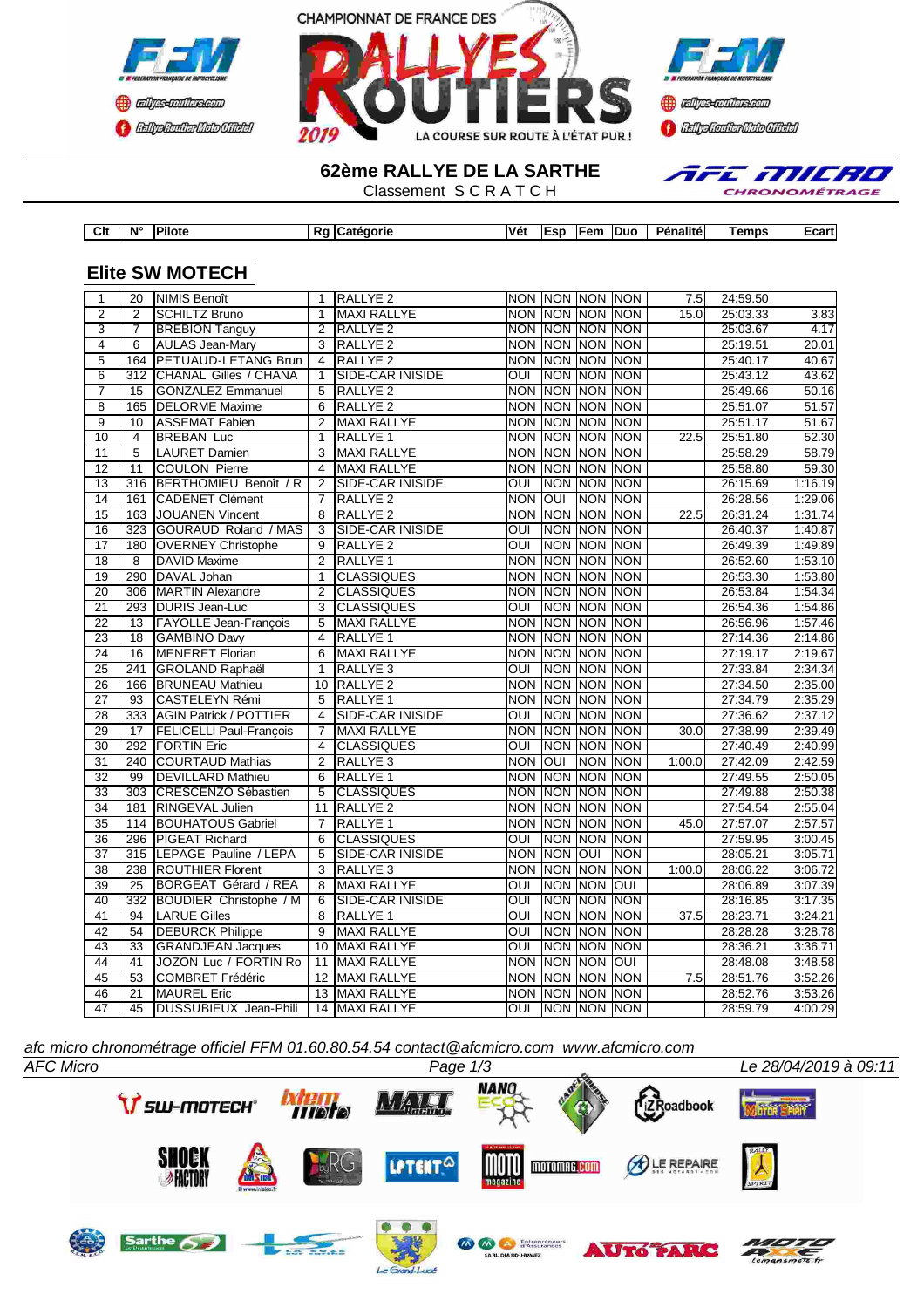CHAMPIONNAT DE FRANCE DES RALLYES ROUTIERS 2019

## 62ème RALLYE DE LA SARTHE

Classement S C R A T C H

### Elite SW MOTECH

| Clt | N° | Pilote | Rg | Catégorie | Vét | Esp | Fem | Duo | Pénalité | Temps | Ecart |
|---|---|---|---|---|---|---|---|---|---|---|---|
| 1 | 20 | NIMIS Benoît | 1 | RALLYE 2 | NON | NON | NON | NON | 7.5 | 24:59.50 | |
| 2 | 2 | SCHILTZ Bruno | 1 | MAXI RALLYE | NON | NON | NON | NON | 15.0 | 25:03.33 | 3.83 |
| 3 | 7 | BREBION Tanguy | 2 | RALLYE 2 | NON | NON | NON | NON | | 25:03.67 | 4.17 |
| 4 | 6 | AULAS Jean-Mary | 3 | RALLYE 2 | NON | NON | NON | NON | | 25:19.51 | 20.01 |
| 5 | 164 | PETUAUD-LETANG Brun | 4 | RALLYE 2 | NON | NON | NON | NON | | 25:40.17 | 40.67 |
| 6 | 312 | CHANAL Gilles / CHANA | 1 | SIDE-CAR INISIDE | OUI | NON | NON | NON | | 25:43.12 | 43.62 |
| 7 | 15 | GONZALEZ Emmanuel | 5 | RALLYE 2 | NON | NON | NON | NON | | 25:49.66 | 50.16 |
| 8 | 165 | DELORME Maxime | 6 | RALLYE 2 | NON | NON | NON | NON | | 25:51.07 | 51.57 |
| 9 | 10 | ASSEMAT Fabien | 2 | MAXI RALLYE | NON | NON | NON | NON | | 25:51.17 | 51.67 |
| 10 | 4 | BREBAN Luc | 1 | RALLYE 1 | NON | NON | NON | NON | 22.5 | 25:51.80 | 52.30 |
| 11 | 5 | LAURET Damien | 3 | MAXI RALLYE | NON | NON | NON | NON | | 25:58.29 | 58.79 |
| 12 | 11 | COULON Pierre | 4 | MAXI RALLYE | NON | NON | NON | NON | | 25:58.80 | 59.30 |
| 13 | 316 | BERTHOMIEU Benoît / R | 2 | SIDE-CAR INISIDE | OUI | NON | NON | NON | | 26:15.69 | 1:16.19 |
| 14 | 161 | CADENET Clément | 7 | RALLYE 2 | NON | OUI | NON | NON | | 26:28.56 | 1:29.06 |
| 15 | 163 | JOUANEN Vincent | 8 | RALLYE 2 | NON | NON | NON | NON | 22.5 | 26:31.24 | 1:31.74 |
| 16 | 323 | GOURAUD Roland / MAS | 3 | SIDE-CAR INISIDE | OUI | NON | NON | NON | | 26:40.37 | 1:40.87 |
| 17 | 180 | OVERNEY Christophe | 9 | RALLYE 2 | OUI | NON | NON | NON | | 26:49.39 | 1:49.89 |
| 18 | 8 | DAVID Maxime | 2 | RALLYE 1 | NON | NON | NON | NON | | 26:52.60 | 1:53.10 |
| 19 | 290 | DAVAL Johan | 1 | CLASSIQUES | NON | NON | NON | NON | | 26:53.30 | 1:53.80 |
| 20 | 306 | MARTIN Alexandre | 2 | CLASSIQUES | NON | NON | NON | NON | | 26:53.84 | 1:54.34 |
| 21 | 293 | DURIS Jean-Luc | 3 | CLASSIQUES | OUI | NON | NON | NON | | 26:54.36 | 1:54.86 |
| 22 | 13 | FAYOLLE Jean-François | 5 | MAXI RALLYE | NON | NON | NON | NON | | 26:56.96 | 1:57.46 |
| 23 | 18 | GAMBINO Davy | 4 | RALLYE 1 | NON | NON | NON | NON | | 27:14.36 | 2:14.86 |
| 24 | 16 | MENERET Florian | 6 | MAXI RALLYE | NON | NON | NON | NON | | 27:19.17 | 2:19.67 |
| 25 | 241 | GROLAND Raphaël | 1 | RALLYE 3 | OUI | NON | NON | NON | | 27:33.84 | 2:34.34 |
| 26 | 166 | BRUNEAU Mathieu | 10 | RALLYE 2 | NON | NON | NON | NON | | 27:34.50 | 2:35.00 |
| 27 | 93 | CASTELEYN Rémi | 5 | RALLYE 1 | NON | NON | NON | NON | | 27:34.79 | 2:35.29 |
| 28 | 333 | AGIN Patrick / POTTIER | 4 | SIDE-CAR INISIDE | OUI | NON | NON | NON | | 27:36.62 | 2:37.12 |
| 29 | 17 | FELICELLI Paul-François | 7 | MAXI RALLYE | NON | NON | NON | NON | 30.0 | 27:38.99 | 2:39.49 |
| 30 | 292 | FORTIN Eric | 4 | CLASSIQUES | OUI | NON | NON | NON | | 27:40.49 | 2:40.99 |
| 31 | 240 | COURTAUD Mathias | 2 | RALLYE 3 | NON | OUI | NON | NON | 1:00.0 | 27:42.09 | 2:42.59 |
| 32 | 99 | DEVILLARD Mathieu | 6 | RALLYE 1 | NON | NON | NON | NON | | 27:49.55 | 2:50.05 |
| 33 | 303 | CRESCENZO Sébastien | 5 | CLASSIQUES | NON | NON | NON | NON | | 27:49.88 | 2:50.38 |
| 34 | 181 | RINGEVAL Julien | 11 | RALLYE 2 | NON | NON | NON | NON | | 27:54.54 | 2:55.04 |
| 35 | 114 | BOUHATOUS Gabriel | 7 | RALLYE 1 | NON | NON | NON | NON | 45.0 | 27:57.07 | 2:57.57 |
| 36 | 296 | PIGEAT Richard | 6 | CLASSIQUES | OUI | NON | NON | NON | | 27:59.95 | 3:00.45 |
| 37 | 315 | LEPAGE Pauline / LEPA | 5 | SIDE-CAR INISIDE | NON | NON | OUI | NON | | 28:05.21 | 3:05.71 |
| 38 | 238 | ROUTHIER Florent | 3 | RALLYE 3 | NON | NON | NON | NON | 1:00.0 | 28:06.22 | 3:06.72 |
| 39 | 25 | BORGEAT Gérard / REA | 8 | MAXI RALLYE | OUI | NON | NON | OUI | | 28:06.89 | 3:07.39 |
| 40 | 332 | BOUDIER Christophe / M | 6 | SIDE-CAR INISIDE | OUI | NON | NON | NON | | 28:16.85 | 3:17.35 |
| 41 | 94 | LARUE Gilles | 8 | RALLYE 1 | OUI | NON | NON | NON | 37.5 | 28:23.71 | 3:24.21 |
| 42 | 54 | DEBURCK Philippe | 9 | MAXI RALLYE | OUI | NON | NON | NON | | 28:28.28 | 3:28.78 |
| 43 | 33 | GRANDJEAN Jacques | 10 | MAXI RALLYE | OUI | NON | NON | NON | | 28:36.21 | 3:36.71 |
| 44 | 41 | JOZON Luc / FORTIN Ro | 11 | MAXI RALLYE | NON | NON | NON | OUI | | 28:48.08 | 3:48.58 |
| 45 | 53 | COMBRET Frédéric | 12 | MAXI RALLYE | NON | NON | NON | NON | 7.5 | 28:51.76 | 3:52.26 |
| 46 | 21 | MAUREL Eric | 13 | MAXI RALLYE | NON | NON | NON | NON | | 28:52.76 | 3:53.26 |
| 47 | 45 | DUSSUBIEUX Jean-Phili | 14 | MAXI RALLYE | OUI | NON | NON | NON | | 28:59.79 | 4:00.29 |

*afc micro chronométrage officiel FFM 01.60.80.54.54 contact@afcmicro.com www.afcmicro.com*

*AFC Micro* — *Le 28/04/2019 à 09:11*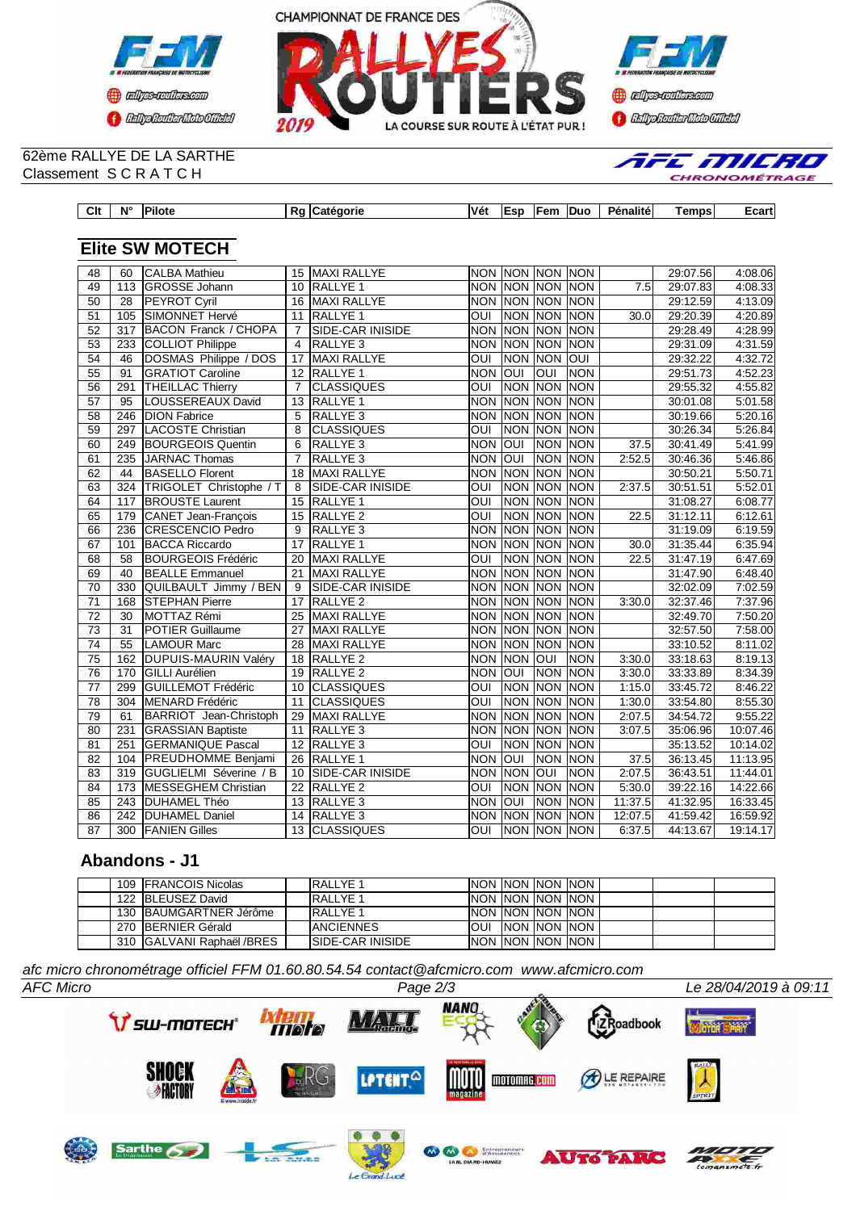62ème RALLYE DE LA SARTHE
Classement S C R A T C H

## Elite SW MOTECH

| Clt | N° | Pilote | Rg | Catégorie | Vét | Esp | Fem | Duo | Pénalité | Temps | Ecart |
|---|---|---|---|---|---|---|---|---|---|---|---|
| 48 | 60 | CALBA Mathieu | 15 | MAXI RALLYE | NON | NON | NON | NON | | 29:07.56 | 4:08.06 |
| 49 | 113 | GROSSE Johann | 10 | RALLYE 1 | NON | NON | NON | NON | 7.5 | 29:07.83 | 4:08.33 |
| 50 | 28 | PEYROT Cyril | 16 | MAXI RALLYE | NON | NON | NON | NON | | 29:12.59 | 4:13.09 |
| 51 | 105 | SIMONNET Hervé | 11 | RALLYE 1 | OUI | NON | NON | NON | 30.0 | 29:20.39 | 4:20.89 |
| 52 | 317 | BACON Franck / CHOPA | 7 | SIDE-CAR INISIDE | NON | NON | NON | NON | | 29:28.49 | 4:28.99 |
| 53 | 233 | COLLIOT Philippe | 4 | RALLYE 3 | NON | NON | NON | NON | | 29:31.09 | 4:31.59 |
| 54 | 46 | DOSMAS Philippe / DOS | 17 | MAXI RALLYE | OUI | NON | NON | OUI | | 29:32.22 | 4:32.72 |
| 55 | 91 | GRATIOT Caroline | 12 | RALLYE 1 | NON | OUI | OUI | NON | | 29:51.73 | 4:52.23 |
| 56 | 291 | THEILLAC Thierry | 7 | CLASSIQUES | OUI | NON | NON | NON | | 29:55.32 | 4:55.82 |
| 57 | 95 | LOUSSEREAUX David | 13 | RALLYE 1 | NON | NON | NON | NON | | 30:01.08 | 5:01.58 |
| 58 | 246 | DION Fabrice | 5 | RALLYE 3 | NON | NON | NON | NON | | 30:19.66 | 5:20.16 |
| 59 | 297 | LACOSTE Christian | 8 | CLASSIQUES | OUI | NON | NON | NON | | 30:26.34 | 5:26.84 |
| 60 | 249 | BOURGEOIS Quentin | 6 | RALLYE 3 | NON | OUI | NON | NON | 37.5 | 30:41.49 | 5:41.99 |
| 61 | 235 | JARNAC Thomas | 7 | RALLYE 3 | NON | OUI | NON | NON | 2:52.5 | 30:46.36 | 5:46.86 |
| 62 | 44 | BASELLO Florent | 18 | MAXI RALLYE | NON | NON | NON | NON | | 30:50.21 | 5:50.71 |
| 63 | 324 | TRIGOLET Christophe / T | 8 | SIDE-CAR INISIDE | OUI | NON | NON | NON | 2:37.5 | 30:51.51 | 5:52.01 |
| 64 | 117 | BROUSTE Laurent | 15 | RALLYE 1 | OUI | NON | NON | NON | | 31:08.27 | 6:08.77 |
| 65 | 179 | CANET Jean-François | 15 | RALLYE 2 | OUI | NON | NON | NON | 22.5 | 31:12.11 | 6:12.61 |
| 66 | 236 | CRESCENCIO Pedro | 9 | RALLYE 3 | NON | NON | NON | NON | | 31:19.09 | 6:19.59 |
| 67 | 101 | BACCA Riccardo | 17 | RALLYE 1 | NON | NON | NON | NON | 30.0 | 31:35.44 | 6:35.94 |
| 68 | 58 | BOURGEOIS Frédéric | 20 | MAXI RALLYE | OUI | NON | NON | NON | 22.5 | 31:47.19 | 6:47.69 |
| 69 | 40 | BEALLE Emmanuel | 21 | MAXI RALLYE | NON | NON | NON | NON | | 31:47.90 | 6:48.40 |
| 70 | 330 | QUILBAULT Jimmy / BEN | 9 | SIDE-CAR INISIDE | NON | NON | NON | NON | | 32:02.09 | 7:02.59 |
| 71 | 168 | STEPHAN Pierre | 17 | RALLYE 2 | NON | NON | NON | NON | 3:30.0 | 32:37.46 | 7:37.96 |
| 72 | 30 | MOTTAZ Rémi | 25 | MAXI RALLYE | NON | NON | NON | NON | | 32:49.70 | 7:50.20 |
| 73 | 31 | POTIER Guillaume | 27 | MAXI RALLYE | NON | NON | NON | NON | | 32:57.50 | 7:58.00 |
| 74 | 55 | LAMOUR Marc | 28 | MAXI RALLYE | NON | NON | NON | NON | | 33:10.52 | 8:11.02 |
| 75 | 162 | DUPUIS-MAURIN Valéry | 18 | RALLYE 2 | NON | NON | OUI | NON | 3:30.0 | 33:18.63 | 8:19.13 |
| 76 | 170 | GILLI Aurélien | 19 | RALLYE 2 | NON | OUI | NON | NON | 3:30.0 | 33:33.89 | 8:34.39 |
| 77 | 299 | GUILLEMOT Frédéric | 10 | CLASSIQUES | OUI | NON | NON | NON | 1:15.0 | 33:45.72 | 8:46.22 |
| 78 | 304 | MENARD Frédéric | 11 | CLASSIQUES | OUI | NON | NON | NON | 1:30.0 | 33:54.80 | 8:55.30 |
| 79 | 61 | BARRIOT Jean-Christoph | 29 | MAXI RALLYE | NON | NON | NON | NON | 2:07.5 | 34:54.72 | 9:55.22 |
| 80 | 231 | GRASSIAN Baptiste | 11 | RALLYE 3 | NON | NON | NON | NON | 3:07.5 | 35:06.96 | 10:07.46 |
| 81 | 251 | GERMANIQUE Pascal | 12 | RALLYE 3 | OUI | NON | NON | NON | | 35:13.52 | 10:14.02 |
| 82 | 104 | PREUDHOMME Benjami | 26 | RALLYE 1 | NON | OUI | NON | NON | 37.5 | 36:13.45 | 11:13.95 |
| 83 | 319 | GUGLIELMI Séverine / B | 10 | SIDE-CAR INISIDE | NON | NON | OUI | NON | 2:07.5 | 36:43.51 | 11:44.01 |
| 84 | 173 | MESSEGHEM Christian | 22 | RALLYE 2 | OUI | NON | NON | NON | 5:30.0 | 39:22.16 | 14:22.66 |
| 85 | 243 | DUHAMEL Théo | 13 | RALLYE 3 | NON | OUI | NON | NON | 11:37.5 | 41:32.95 | 16:33.45 |
| 86 | 242 | DUHAMEL Daniel | 14 | RALLYE 3 | NON | NON | NON | NON | 12:07.5 | 41:59.42 | 16:59.92 |
| 87 | 300 | FANIEN Gilles | 13 | CLASSIQUES | OUI | NON | NON | NON | 6:37.5 | 44:13.67 | 19:14.17 |

## Abandons - J1

| Clt | N° | Pilote | Rg | Catégorie | Vét | Esp | Fem | Duo | Pénalité | Temps | Ecart |
|---|---|---|---|---|---|---|---|---|---|---|---|
| | 109 | FRANCOIS Nicolas | | RALLYE 1 | NON | NON | NON | NON | | | |
| | 122 | BLEUSEZ David | | RALLYE 1 | NON | NON | NON | NON | | | |
| | 130 | BAUMGARTNER Jérôme | | RALLYE 1 | NON | NON | NON | NON | | | |
| | 270 | BERNIER Gérald | | ANCIENNES | OUI | NON | NON | NON | | | |
| | 310 | GALVANI Raphaël /BRES | | SIDE-CAR INISIDE | NON | NON | NON | NON | | | |

*afc micro chronométrage officiel FFM 01.60.80.54.54 contact@afcmicro.com www.afcmicro.com*

AFC Micro — Le 28/04/2019 à 09:11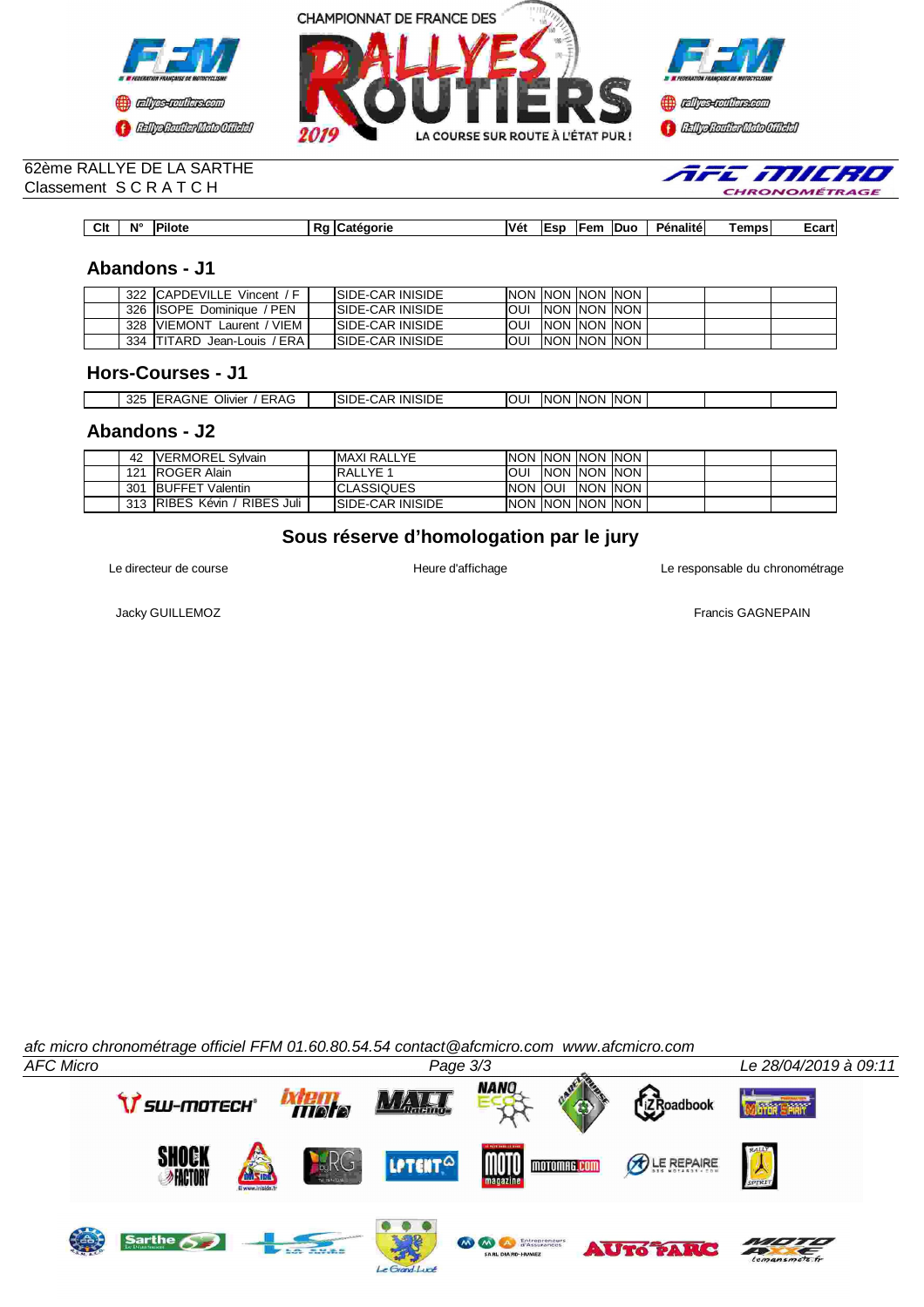CHAMPIONNAT DE FRANCE DES RALLYES ROUTIERS 2019 — LA COURSE SUR ROUTE À L'ÉTAT PUR !

62ème RALLYE DE LA SARTHE
Classement S C R A T C H

| Clt | N° | Pilote | Rg | Catégorie | Vét | Esp | Fem | Duo | Pénalité | Temps | Ecart |
|---|---|---|---|---|---|---|---|---|---|---|---|

## Abandons - J1

| Clt | N° | Pilote | Rg | Catégorie | Vét | Esp | Fem | Duo | Pénalité | Temps | Ecart |
|---|---|---|---|---|---|---|---|---|---|---|---|
| | 322 | CAPDEVILLE Vincent / F | | SIDE-CAR INISIDE | NON | NON | NON | NON | | | |
| | 326 | ISOPE Dominique / PEN | | SIDE-CAR INISIDE | OUI | NON | NON | NON | | | |
| | 328 | VIEMONT Laurent / VIEM | | SIDE-CAR INISIDE | OUI | NON | NON | NON | | | |
| | 334 | TITARD Jean-Louis / ERA | | SIDE-CAR INISIDE | OUI | NON | NON | NON | | | |

## Hors-Courses - J1

| Clt | N° | Pilote | Rg | Catégorie | Vét | Esp | Fem | Duo | Pénalité | Temps | Ecart |
|---|---|---|---|---|---|---|---|---|---|---|---|
| | 325 | ERAGNE Olivier / ERAG | | SIDE-CAR INISIDE | OUI | NON | NON | NON | | | |

## Abandons - J2

| Clt | N° | Pilote | Rg | Catégorie | Vét | Esp | Fem | Duo | Pénalité | Temps | Ecart |
|---|---|---|---|---|---|---|---|---|---|---|---|
| | 42 | VERMOREL Sylvain | | MAXI RALLYE | NON | NON | NON | NON | | | |
| | 121 | ROGER Alain | | RALLYE 1 | OUI | NON | NON | NON | | | |
| | 301 | BUFFET Valentin | | CLASSIQUES | NON | OUI | NON | NON | | | |
| | 313 | RIBES Kévin / RIBES Juli | | SIDE-CAR INISIDE | NON | NON | NON | NON | | | |

## Sous réserve d'homologation par le jury

Le directeur de course — Heure d'affichage — Le responsable du chronométrage

Jacky GUILLEMOZ — Francis GAGNEPAIN

*afc micro chronométrage officiel FFM 01.60.80.54.54 contact@afcmicro.com www.afcmicro.com*

*AFC Micro* — *Le 28/04/2019 à 09:11*